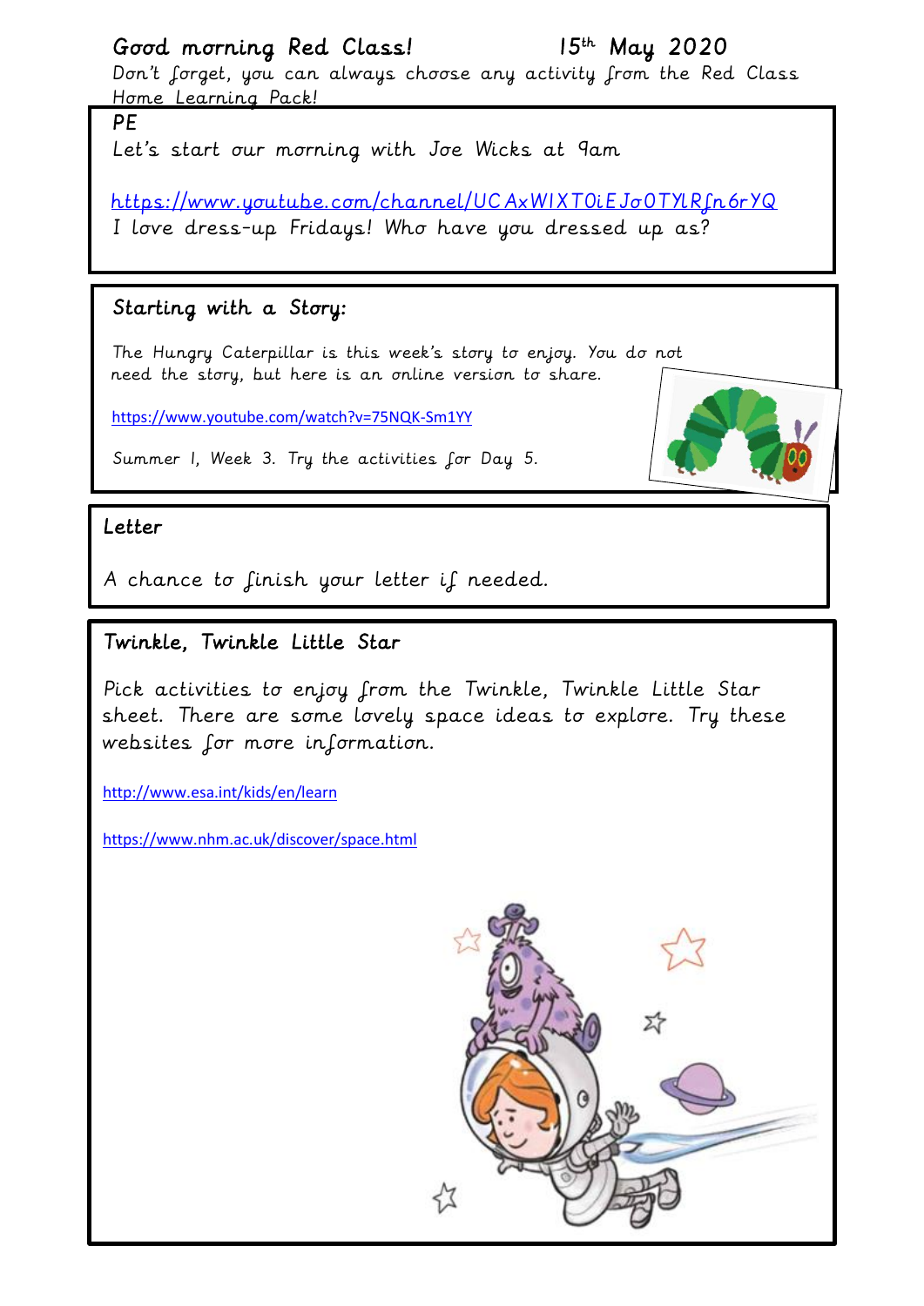Good morning Red Class! 15th May 2020

Don't forget, you can always choose any activity from the Red Class Home Learning Pack!

## PE

Let's start our morning with Joe Wicks at 9am

https://www.youtube.com/channel/UCAxW1XT0iEJo0TYlRfn6rYQ

I love dress-up Fridays! Who have you dressed up as?

## Starting with a Story:

The Hungry Caterpillar is this week's story to enjoy. You do not need the story, but here is an online version to share.

https://www.youtube.com/watch?v=75NQK-Sm1YY

Summer 1, Week 3. Try the activities for Day 5.

## Letter

A chance to finish your letter if needed.

## Twinkle, Twinkle Little Star

Pick activities to enjoy from the Twinkle, Twinkle Little Star sheet. There are some lovely space ideas to explore. Try these websites for more information.

http://www.esa.int/kids/en/learn

https://www.nhm.ac.uk/discover/space.html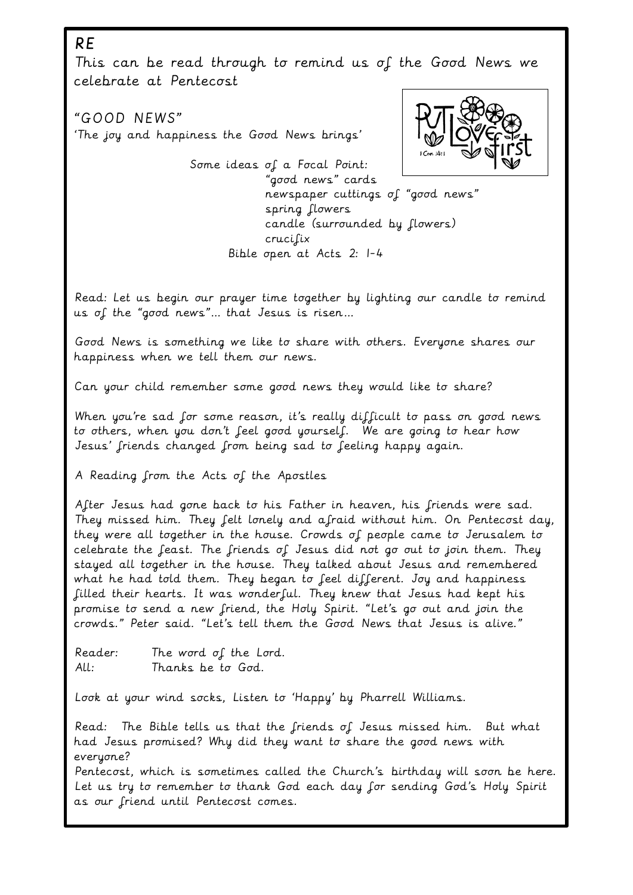# RE

This can be read through to remind us of the Good News we celebrate at Pentecost

"GOOD NEWS"
'The joy and happiness the Good News brings'

Some ideas of a Focal Point:
- "good news" cards
- newspaper cuttings of "good news"
- spring flowers
- candle (surrounded by flowers)
- crucifix
- Bible open at Acts 2: 1-4

Read: Let us begin our prayer time together by lighting our candle to remind us of the "good news"... that Jesus is risen...

Good News is something we like to share with others. Everyone shares our happiness when we tell them our news.

Can your child remember some good news they would like to share?

When you're sad for some reason, it's really difficult to pass on good news to others, when you don't feel good yourself. We are going to hear how Jesus' friends changed from being sad to feeling happy again.

A Reading from the Acts of the Apostles

After Jesus had gone back to his Father in heaven, his friends were sad. They missed him. They felt lonely and afraid without him. On Pentecost day, they were all together in the house. Crowds of people came to Jerusalem to celebrate the feast. The friends of Jesus did not go out to join them. They stayed all together in the house. They talked about Jesus and remembered what he had told them. They began to feel different. Joy and happiness filled their hearts. It was wonderful. They knew that Jesus had kept his promise to send a new friend, the Holy Spirit. "Let's go out and join the crowds." Peter said. "Let's tell them the Good News that Jesus is alive."

Reader: The word of the Lord.
All: Thanks be to God.

Look at your wind socks, Listen to 'Happy' by Pharrell Williams.

Read: The Bible tells us that the friends of Jesus missed him. But what had Jesus promised? Why did they want to share the good news with everyone?
Pentecost, which is sometimes called the Church's birthday will soon be here. Let us try to remember to thank God each day for sending God's Holy Spirit as our friend until Pentecost comes.